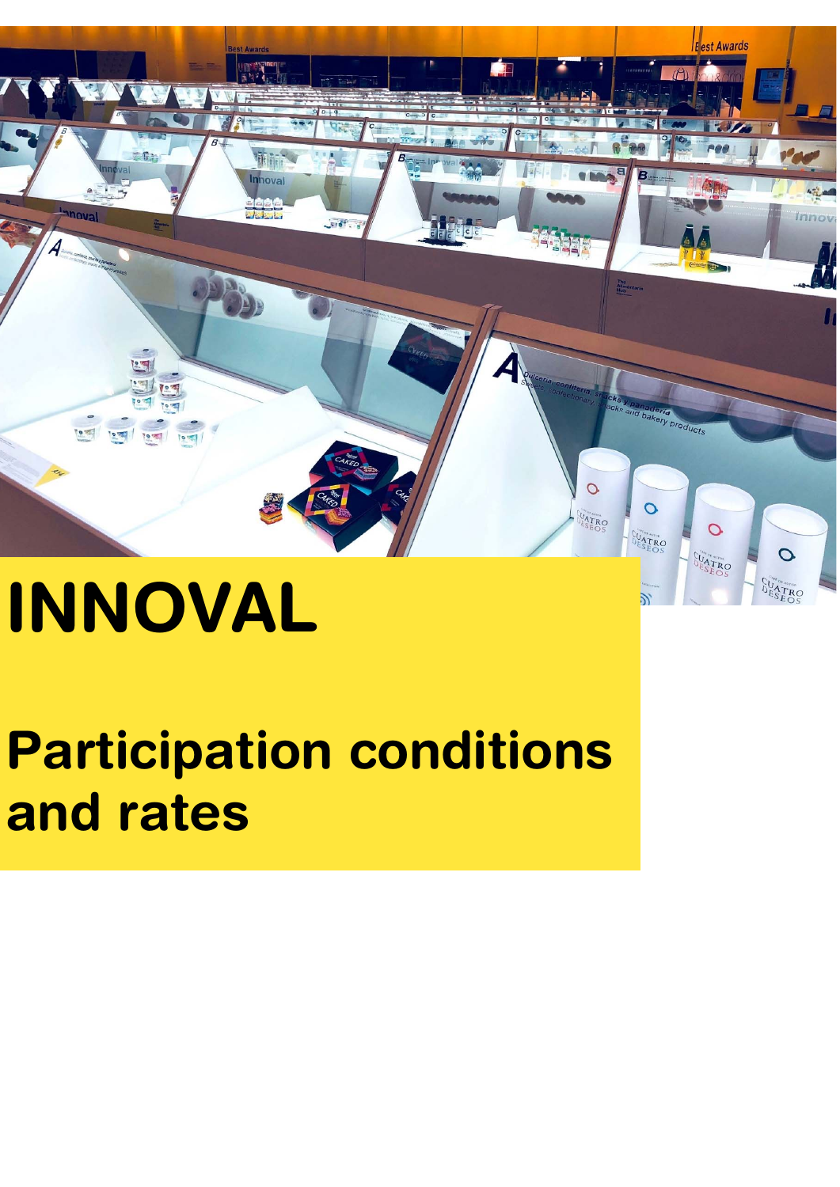# INNOVAL

## Participation conditions and rates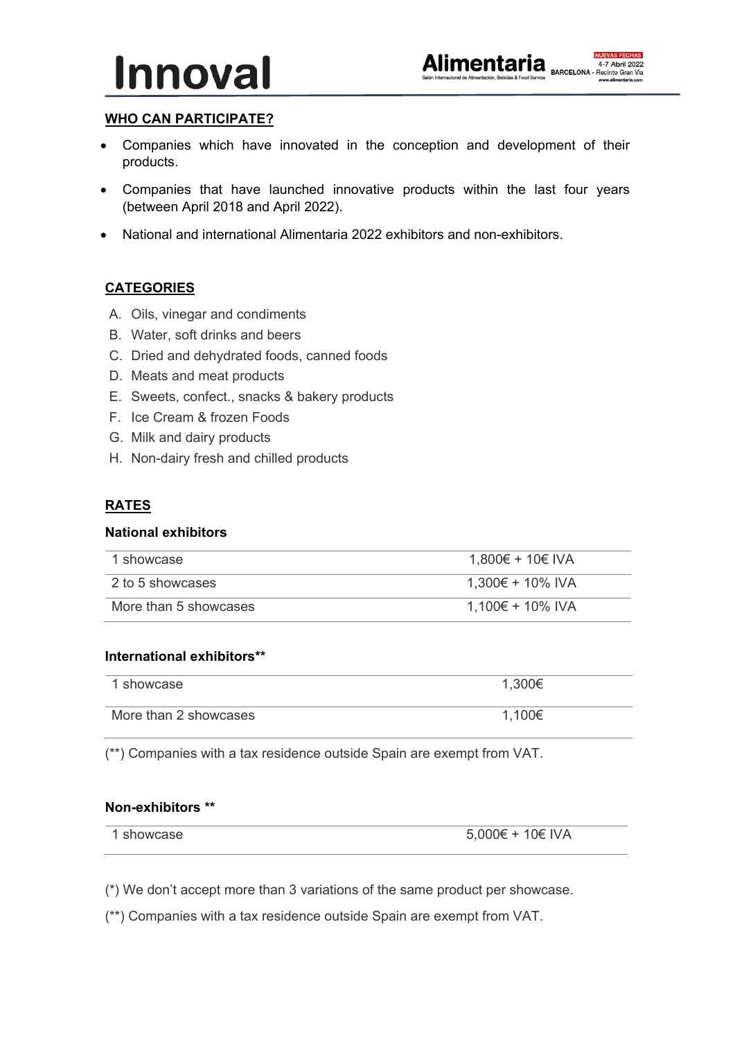## WHO CAN PARTICIPATE?

- Companies which have innovated in the conception and development of their products.
- Companies that have launched innovative products within the last four years (between April 2018 and April 2022).
- National and international Alimentaria 2022 exhibitors and non-exhibitors.

## CATEGORIES

A. Oils, vinegar and condiments
B. Water, soft drinks and beers
C. Dried and dehydrated foods, canned foods
D. Meats and meat products
E. Sweets, confect., snacks & bakery products
F. Ice Cream & frozen Foods
G. Milk and dairy products
H. Non-dairy fresh and chilled products

## RATES

**National exhibitors**

| | |
|---|---|
| 1 showcase | 1,800€ + 10€ IVA |
| 2 to 5 showcases | 1,300€ + 10% IVA |
| More than 5 showcases | 1,100€ + 10% IVA |

**International exhibitors****

| | |
|---|---|
| 1 showcase | 1,300€ |
| More than 2 showcases | 1,100€ |

(**) Companies with a tax residence outside Spain are exempt from VAT.

**Non-exhibitors ****

| | |
|---|---|
| 1 showcase | 5,000€ + 10€ IVA |

(*) We don't accept more than 3 variations of the same product per showcase.

(**) Companies with a tax residence outside Spain are exempt from VAT.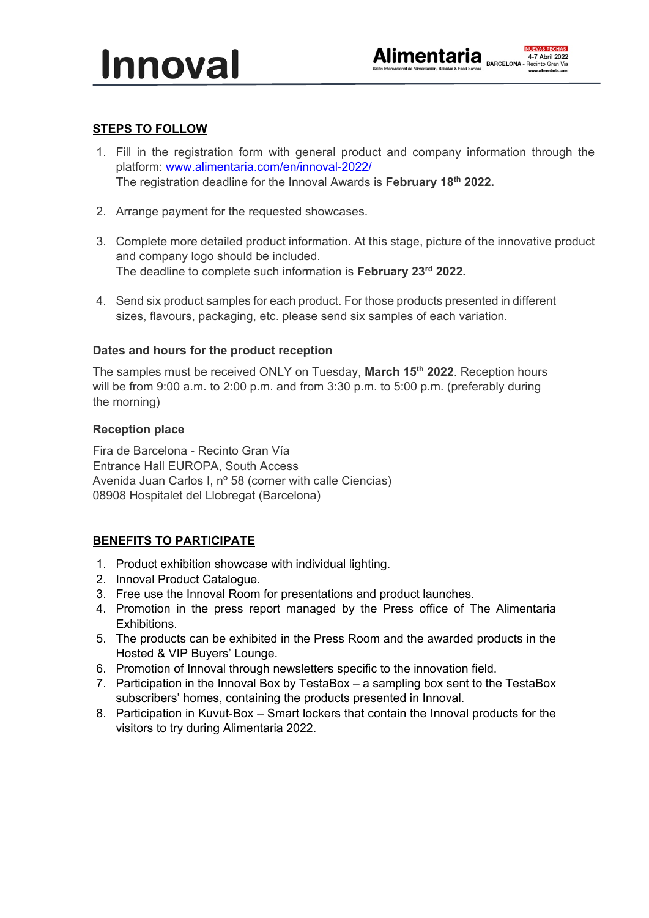## STEPS TO FOLLOW

1. Fill in the registration form with general product and company information through the platform: [www.alimentaria.com/en/innoval-2022/](www.alimentaria.com/en/innoval-2022/)
   The registration deadline for the Innoval Awards is **February 18th 2022.**

2. Arrange payment for the requested showcases.

3. Complete more detailed product information. At this stage, picture of the innovative product and company logo should be included.
   The deadline to complete such information is **February 23rd 2022.**

4. Send six product samples for each product. For those products presented in different sizes, flavours, packaging, etc. please send six samples of each variation.

### Dates and hours for the product reception

The samples must be received ONLY on Tuesday, **March 15th 2022**. Reception hours will be from 9:00 a.m. to 2:00 p.m. and from 3:30 p.m. to 5:00 p.m. (preferably during the morning)

### Reception place

Fira de Barcelona - Recinto Gran Vía
Entrance Hall EUROPA, South Access
Avenida Juan Carlos I, nº 58 (corner with calle Ciencias)
08908 Hospitalet del Llobregat (Barcelona)

## BENEFITS TO PARTICIPATE

1. Product exhibition showcase with individual lighting.
2. Innoval Product Catalogue.
3. Free use the Innoval Room for presentations and product launches.
4. Promotion in the press report managed by the Press office of The Alimentaria Exhibitions.
5. The products can be exhibited in the Press Room and the awarded products in the Hosted & VIP Buyers' Lounge.
6. Promotion of Innoval through newsletters specific to the innovation field.
7. Participation in the Innoval Box by TestaBox – a sampling box sent to the TestaBox subscribers' homes, containing the products presented in Innoval.
8. Participation in Kuvut-Box – Smart lockers that contain the Innoval products for the visitors to try during Alimentaria 2022.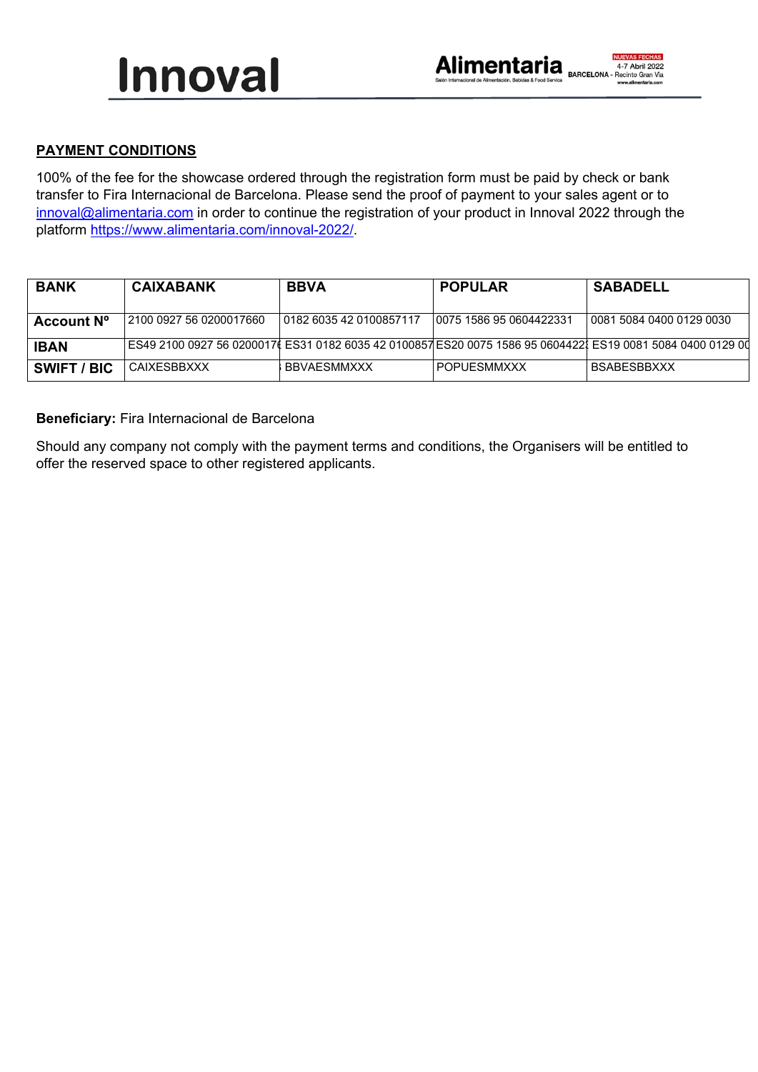## PAYMENT CONDITIONS

100% of the fee for the showcase ordered through the registration form must be paid by check or bank transfer to Fira Internacional de Barcelona. Please send the proof of payment to your sales agent or to innoval@alimentaria.com in order to continue the registration of your product in Innoval 2022 through the platform https://www.alimentaria.com/innoval-2022/.

| BANK | CAIXABANK | BBVA | POPULAR | SABADELL |
|---|---|---|---|---|
| Account Nº | 2100 0927 56 0200017660 | 0182 6035 42 0100857117 | 0075 1586 95 0604422331 | 0081 5084 0400 0129 0030 |
| IBAN | ES49 2100 0927 56 0200017( | ES31 0182 6035 42 0100857 | ES20 0075 1586 95 060442: | ES19 0081 5084 0400 0129 0( |
| SWIFT / BIC | CAIXESBBXXX | BBVAESMMXXX | POPUESMMXXX | BSABESBBXXX |

**Beneficiary:** Fira Internacional de Barcelona

Should any company not comply with the payment terms and conditions, the Organisers will be entitled to offer the reserved space to other registered applicants.